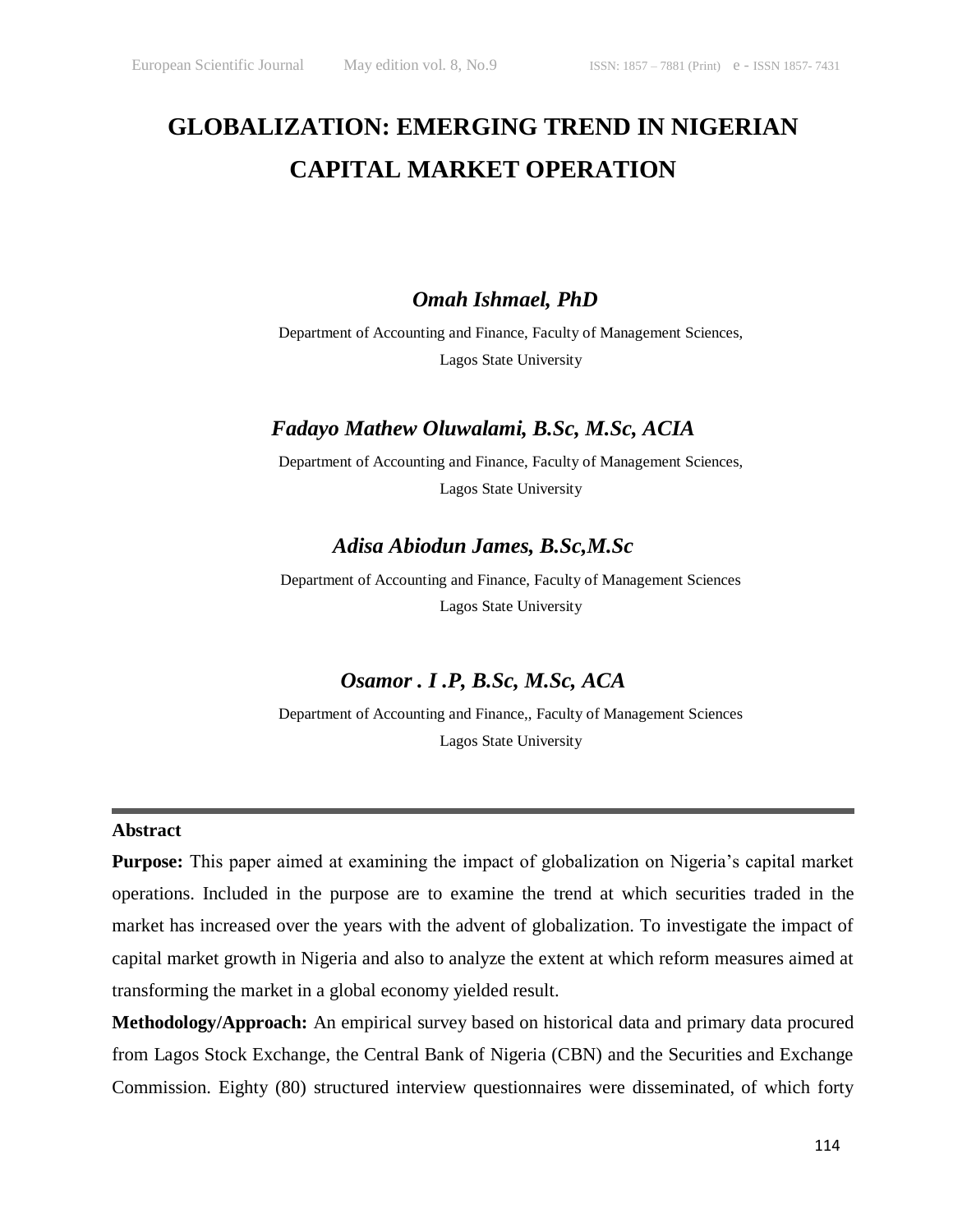# GLOBALIZATION: EMERGING TREND IN NIGERIAN CAPITAL MARKET OPERATION

***Omah Ishmael, PhD***

Department of Accounting and Finance, Faculty of Management Sciences, Lagos State University

***Fadayo Mathew Oluwalami, B.Sc, M.Sc, ACIA***

Department of Accounting and Finance, Faculty of Management Sciences, Lagos State University

***Adisa Abiodun James, B.Sc,M.Sc***

Department of Accounting and Finance, Faculty of Management Sciences Lagos State University

***Osamor . I .P, B.Sc, M.Sc, ACA***

Department of Accounting and Finance,, Faculty of Management Sciences Lagos State University

---

## Abstract

**Purpose:** This paper aimed at examining the impact of globalization on Nigeria's capital market operations. Included in the purpose are to examine the trend at which securities traded in the market has increased over the years with the advent of globalization. To investigate the impact of capital market growth in Nigeria and also to analyze the extent at which reform measures aimed at transforming the market in a global economy yielded result.

**Methodology/Approach:** An empirical survey based on historical data and primary data procured from Lagos Stock Exchange, the Central Bank of Nigeria (CBN) and the Securities and Exchange Commission. Eighty (80) structured interview questionnaires were disseminated, of which forty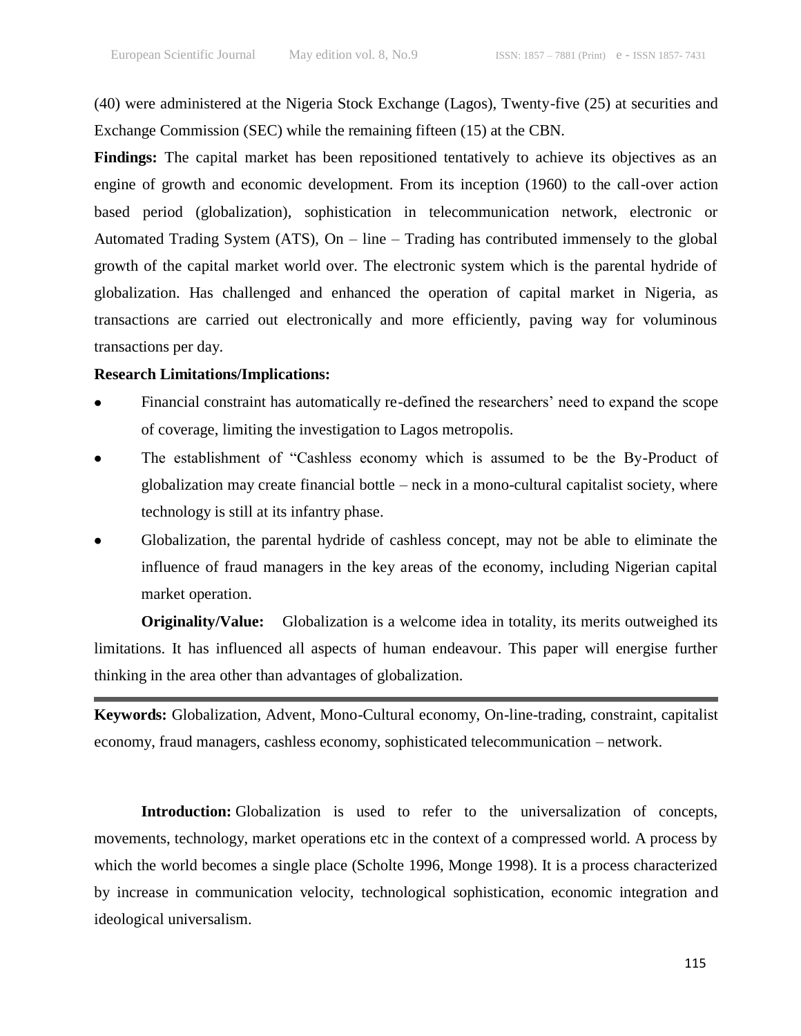(40) were administered at the Nigeria Stock Exchange (Lagos), Twenty-five (25) at securities and Exchange Commission (SEC) while the remaining fifteen (15) at the CBN.

**Findings:** The capital market has been repositioned tentatively to achieve its objectives as an engine of growth and economic development. From its inception (1960) to the call-over action based period (globalization), sophistication in telecommunication network, electronic or Automated Trading System (ATS), On – line – Trading has contributed immensely to the global growth of the capital market world over. The electronic system which is the parental hydride of globalization. Has challenged and enhanced the operation of capital market in Nigeria, as transactions are carried out electronically and more efficiently, paving way for voluminous transactions per day.

**Research Limitations/Implications:**

- Financial constraint has automatically re-defined the researchers' need to expand the scope of coverage, limiting the investigation to Lagos metropolis.
- The establishment of "Cashless economy which is assumed to be the By-Product of globalization may create financial bottle – neck in a mono-cultural capitalist society, where technology is still at its infantry phase.
- Globalization, the parental hydride of cashless concept, may not be able to eliminate the influence of fraud managers in the key areas of the economy, including Nigerian capital market operation.

**Originality/Value:** Globalization is a welcome idea in totality, its merits outweighed its limitations. It has influenced all aspects of human endeavour. This paper will energise further thinking in the area other than advantages of globalization.

---

**Keywords:** Globalization, Advent, Mono-Cultural economy, On-line-trading, constraint, capitalist economy, fraud managers, cashless economy, sophisticated telecommunication – network.

**Introduction:** Globalization is used to refer to the universalization of concepts, movements, technology, market operations etc in the context of a compressed world. A process by which the world becomes a single place (Scholte 1996, Monge 1998). It is a process characterized by increase in communication velocity, technological sophistication, economic integration and ideological universalism.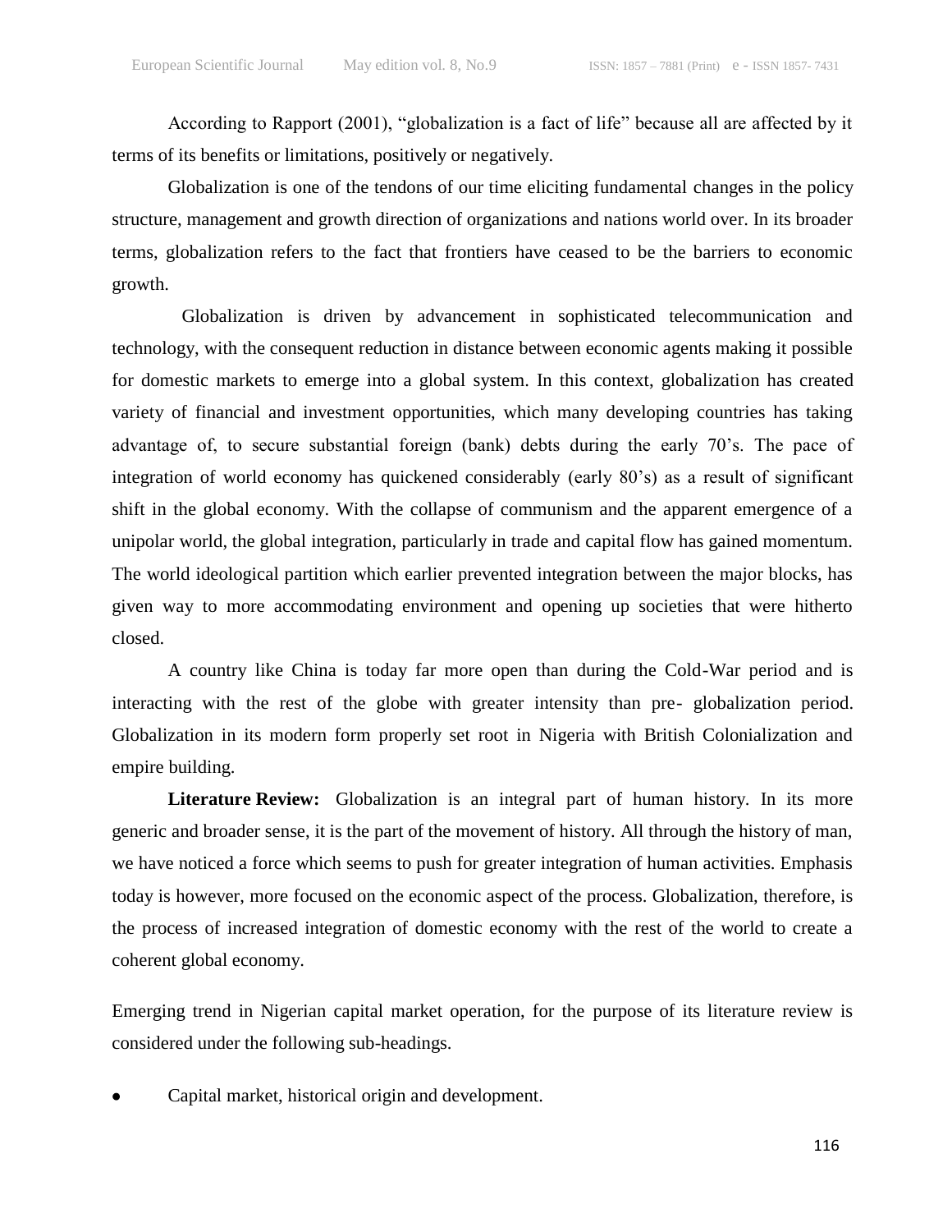According to Rapport (2001), "globalization is a fact of life" because all are affected by it terms of its benefits or limitations, positively or negatively.

Globalization is one of the tendons of our time eliciting fundamental changes in the policy structure, management and growth direction of organizations and nations world over. In its broader terms, globalization refers to the fact that frontiers have ceased to be the barriers to economic growth.

Globalization is driven by advancement in sophisticated telecommunication and technology, with the consequent reduction in distance between economic agents making it possible for domestic markets to emerge into a global system. In this context, globalization has created variety of financial and investment opportunities, which many developing countries has taking advantage of, to secure substantial foreign (bank) debts during the early 70's. The pace of integration of world economy has quickened considerably (early 80's) as a result of significant shift in the global economy. With the collapse of communism and the apparent emergence of a unipolar world, the global integration, particularly in trade and capital flow has gained momentum. The world ideological partition which earlier prevented integration between the major blocks, has given way to more accommodating environment and opening up societies that were hitherto closed.

A country like China is today far more open than during the Cold-War period and is interacting with the rest of the globe with greater intensity than pre- globalization period. Globalization in its modern form properly set root in Nigeria with British Colonialization and empire building.

**Literature Review:** Globalization is an integral part of human history. In its more generic and broader sense, it is the part of the movement of history. All through the history of man, we have noticed a force which seems to push for greater integration of human activities. Emphasis today is however, more focused on the economic aspect of the process. Globalization, therefore, is the process of increased integration of domestic economy with the rest of the world to create a coherent global economy.

Emerging trend in Nigerian capital market operation, for the purpose of its literature review is considered under the following sub-headings.

- Capital market, historical origin and development.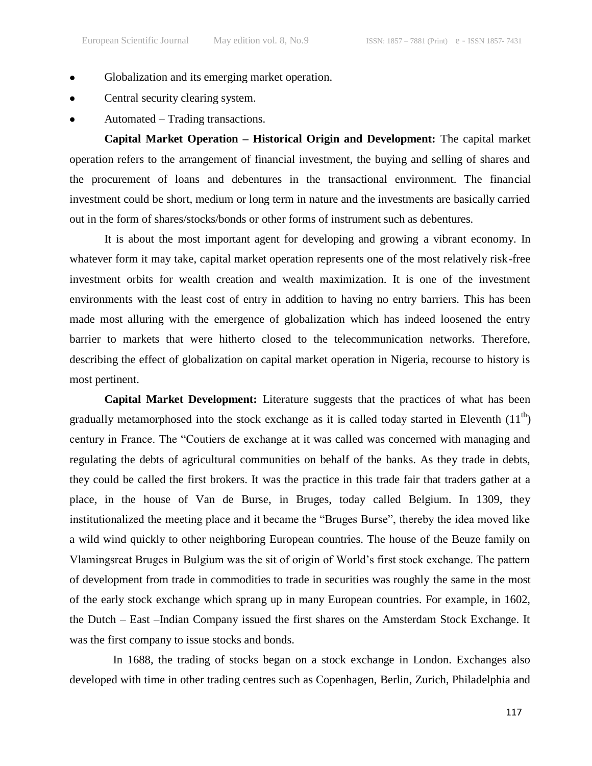- Globalization and its emerging market operation.
- Central security clearing system.
- Automated – Trading transactions.

**Capital Market Operation – Historical Origin and Development:** The capital market operation refers to the arrangement of financial investment, the buying and selling of shares and the procurement of loans and debentures in the transactional environment. The financial investment could be short, medium or long term in nature and the investments are basically carried out in the form of shares/stocks/bonds or other forms of instrument such as debentures.

It is about the most important agent for developing and growing a vibrant economy. In whatever form it may take, capital market operation represents one of the most relatively risk-free investment orbits for wealth creation and wealth maximization. It is one of the investment environments with the least cost of entry in addition to having no entry barriers. This has been made most alluring with the emergence of globalization which has indeed loosened the entry barrier to markets that were hitherto closed to the telecommunication networks. Therefore, describing the effect of globalization on capital market operation in Nigeria, recourse to history is most pertinent.

**Capital Market Development:** Literature suggests that the practices of what has been gradually metamorphosed into the stock exchange as it is called today started in Eleventh (11th) century in France. The "Coutiers de exchange at it was called was concerned with managing and regulating the debts of agricultural communities on behalf of the banks. As they trade in debts, they could be called the first brokers. It was the practice in this trade fair that traders gather at a place, in the house of Van de Burse, in Bruges, today called Belgium. In 1309, they institutionalized the meeting place and it became the "Bruges Burse", thereby the idea moved like a wild wind quickly to other neighboring European countries. The house of the Beuze family on Vlamingsreat Bruges in Bulgium was the sit of origin of World's first stock exchange. The pattern of development from trade in commodities to trade in securities was roughly the same in the most of the early stock exchange which sprang up in many European countries. For example, in 1602, the Dutch – East –Indian Company issued the first shares on the Amsterdam Stock Exchange. It was the first company to issue stocks and bonds.

In 1688, the trading of stocks began on a stock exchange in London. Exchanges also developed with time in other trading centres such as Copenhagen, Berlin, Zurich, Philadelphia and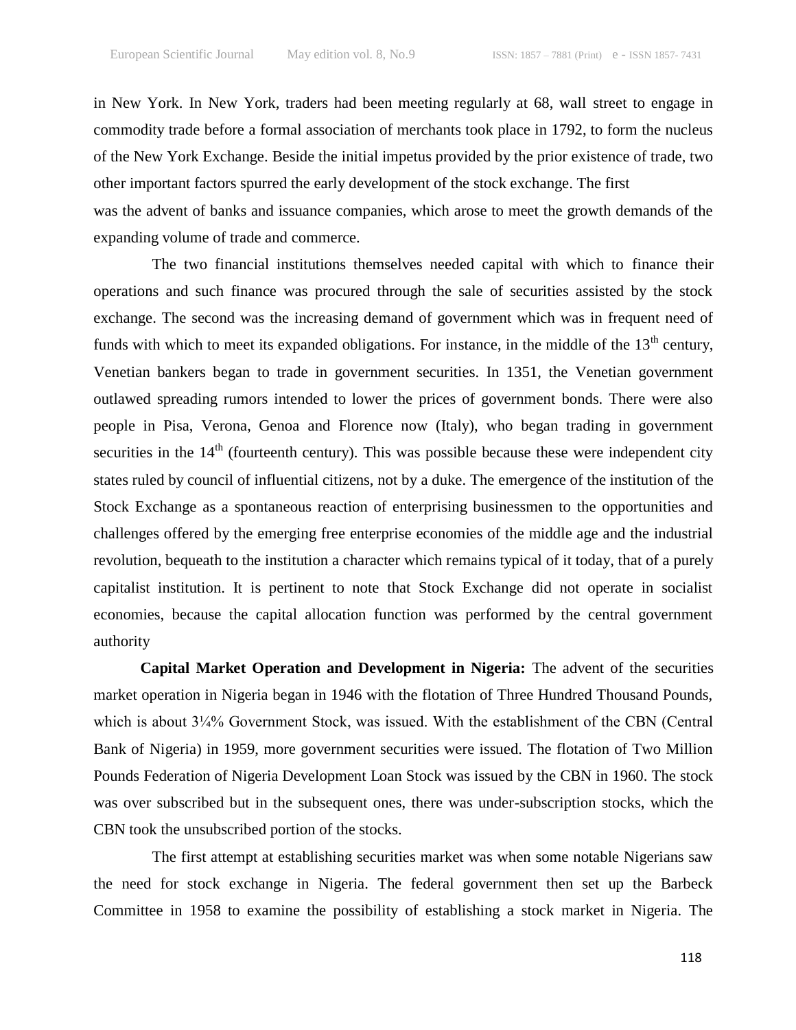in New York. In New York, traders had been meeting regularly at 68, wall street to engage in commodity trade before a formal association of merchants took place in 1792, to form the nucleus of the New York Exchange. Beside the initial impetus provided by the prior existence of trade, two other important factors spurred the early development of the stock exchange. The first was the advent of banks and issuance companies, which arose to meet the growth demands of the expanding volume of trade and commerce.

The two financial institutions themselves needed capital with which to finance their operations and such finance was procured through the sale of securities assisted by the stock exchange. The second was the increasing demand of government which was in frequent need of funds with which to meet its expanded obligations. For instance, in the middle of the 13th century, Venetian bankers began to trade in government securities. In 1351, the Venetian government outlawed spreading rumors intended to lower the prices of government bonds. There were also people in Pisa, Verona, Genoa and Florence now (Italy), who began trading in government securities in the 14th (fourteenth century). This was possible because these were independent city states ruled by council of influential citizens, not by a duke. The emergence of the institution of the Stock Exchange as a spontaneous reaction of enterprising businessmen to the opportunities and challenges offered by the emerging free enterprise economies of the middle age and the industrial revolution, bequeath to the institution a character which remains typical of it today, that of a purely capitalist institution. It is pertinent to note that Stock Exchange did not operate in socialist economies, because the capital allocation function was performed by the central government authority

**Capital Market Operation and Development in Nigeria:** The advent of the securities market operation in Nigeria began in 1946 with the flotation of Three Hundred Thousand Pounds, which is about 3¼% Government Stock, was issued. With the establishment of the CBN (Central Bank of Nigeria) in 1959, more government securities were issued. The flotation of Two Million Pounds Federation of Nigeria Development Loan Stock was issued by the CBN in 1960. The stock was over subscribed but in the subsequent ones, there was under-subscription stocks, which the CBN took the unsubscribed portion of the stocks.

The first attempt at establishing securities market was when some notable Nigerians saw the need for stock exchange in Nigeria. The federal government then set up the Barbeck Committee in 1958 to examine the possibility of establishing a stock market in Nigeria. The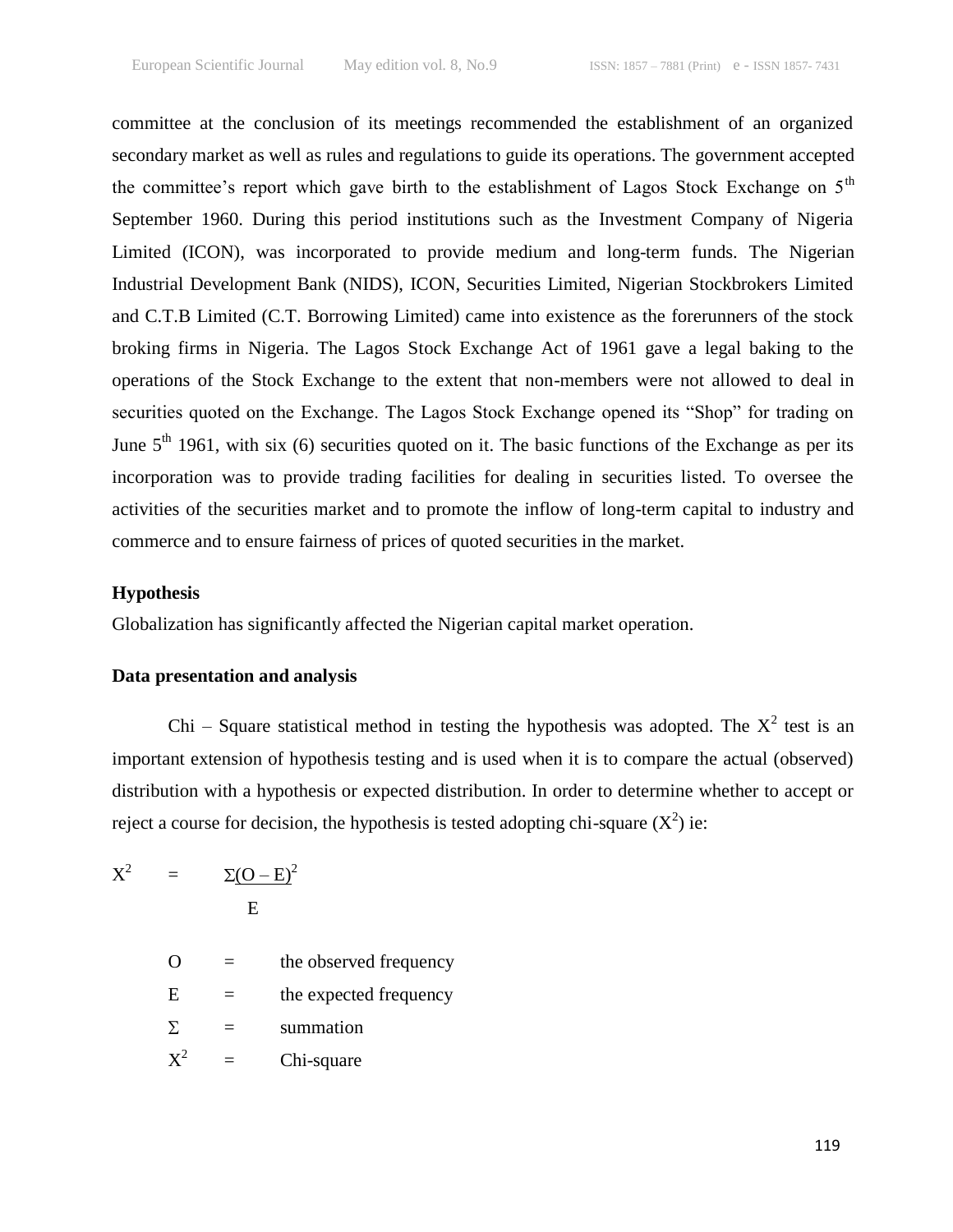committee at the conclusion of its meetings recommended the establishment of an organized secondary market as well as rules and regulations to guide its operations. The government accepted the committee's report which gave birth to the establishment of Lagos Stock Exchange on 5th September 1960. During this period institutions such as the Investment Company of Nigeria Limited (ICON), was incorporated to provide medium and long-term funds. The Nigerian Industrial Development Bank (NIDS), ICON, Securities Limited, Nigerian Stockbrokers Limited and C.T.B Limited (C.T. Borrowing Limited) came into existence as the forerunners of the stock broking firms in Nigeria. The Lagos Stock Exchange Act of 1961 gave a legal baking to the operations of the Stock Exchange to the extent that non-members were not allowed to deal in securities quoted on the Exchange. The Lagos Stock Exchange opened its "Shop" for trading on June 5th 1961, with six (6) securities quoted on it. The basic functions of the Exchange as per its incorporation was to provide trading facilities for dealing in securities listed. To oversee the activities of the securities market and to promote the inflow of long-term capital to industry and commerce and to ensure fairness of prices of quoted securities in the market.

**Hypothesis**

Globalization has significantly affected the Nigerian capital market operation.

**Data presentation and analysis**

Chi – Square statistical method in testing the hypothesis was adopted. The $X^2$ test is an important extension of hypothesis testing and is used when it is to compare the actual (observed) distribution with a hypothesis or expected distribution. In order to determine whether to accept or reject a course for decision, the hypothesis is tested adopting chi-square ($X^2$) ie:

$$X^2 = \frac{\Sigma(O - E)^2}{E}$$

O = the observed frequency

E = the expected frequency

$\Sigma$ = summation

$X^2$ = Chi-square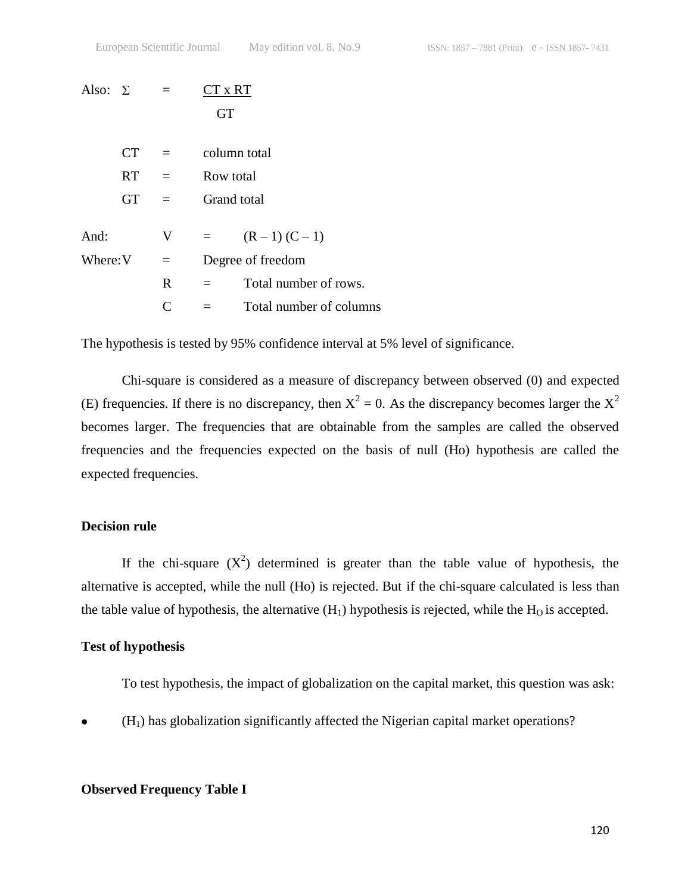Also: $\Sigma = \dfrac{CT \times RT}{GT}$

CT = column total

RT = Row total

GT = Grand total

And: $V = (R - 1)(C - 1)$

Where: V = Degree of freedom

R = Total number of rows.

C = Total number of columns

The hypothesis is tested by 95% confidence interval at 5% level of significance.

Chi-square is considered as a measure of discrepancy between observed (0) and expected (E) frequencies. If there is no discrepancy, then $X^2 = 0$. As the discrepancy becomes larger the $X^2$ becomes larger. The frequencies that are obtainable from the samples are called the observed frequencies and the frequencies expected on the basis of null (Ho) hypothesis are called the expected frequencies.

**Decision rule**

If the chi-square ($X^2$) determined is greater than the table value of hypothesis, the alternative is accepted, while the null (Ho) is rejected. But if the chi-square calculated is less than the table value of hypothesis, the alternative ($H_1$) hypothesis is rejected, while the $H_O$ is accepted.

**Test of hypothesis**

To test hypothesis, the impact of globalization on the capital market, this question was ask:

- ($H_1$) has globalization significantly affected the Nigerian capital market operations?

**Observed Frequency Table I**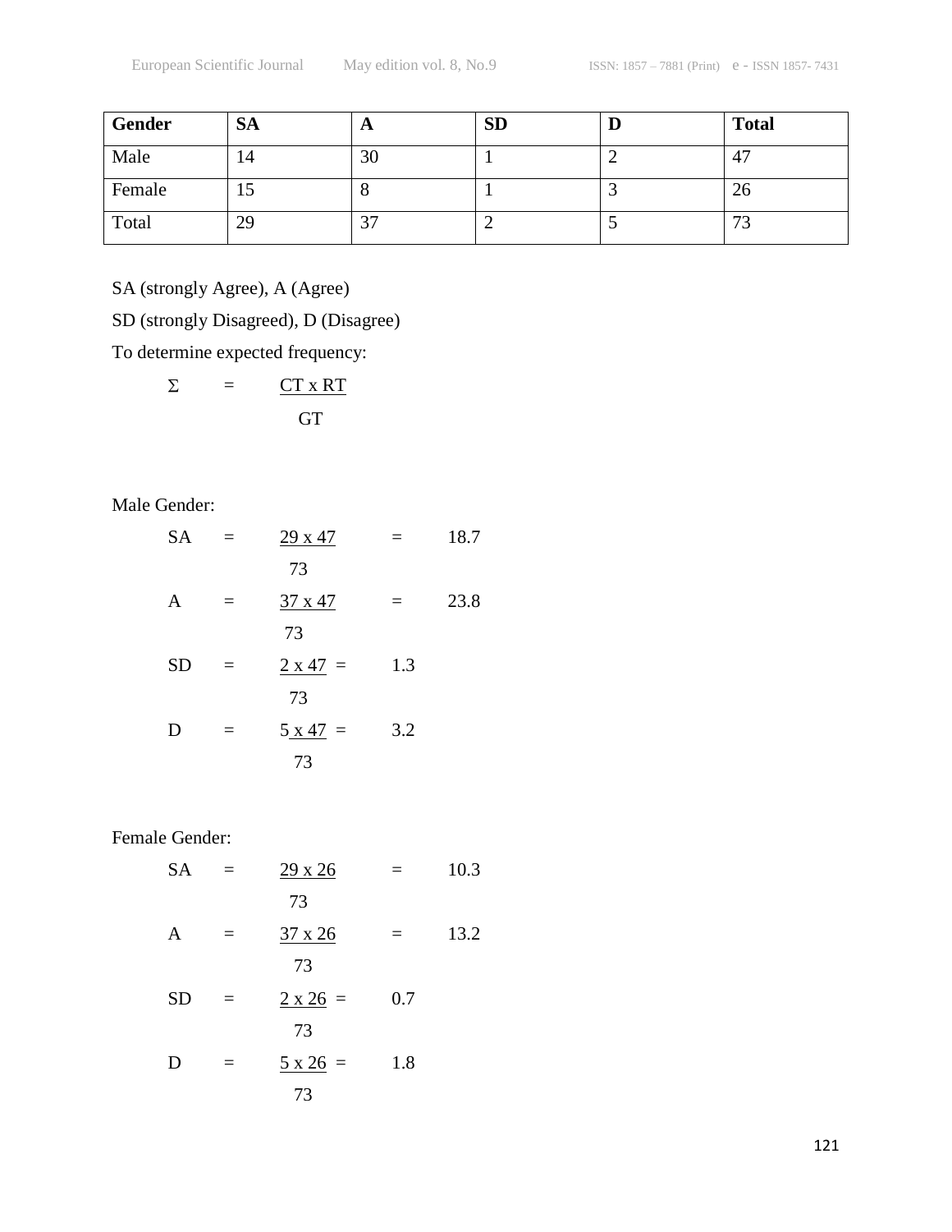| Gender | SA | A | SD | D | Total |
|---|---|---|---|---|---|
| Male | 14 | 30 | 1 | 2 | 47 |
| Female | 15 | 8 | 1 | 3 | 26 |
| Total | 29 | 37 | 2 | 5 | 73 |

SA (strongly Agree), A (Agree)

SD (strongly Disagreed), D (Disagree)

To determine expected frequency:

$$\Sigma = \frac{CT \times RT}{GT}$$

Male Gender:

$$SA = \frac{29 \times 47}{73} = 18.7$$

$$A = \frac{37 \times 47}{73} = 23.8$$

$$SD = \frac{2 \times 47}{73} = 1.3$$

$$D = \frac{5 \times 47}{73} = 3.2$$

Female Gender:

$$SA = \frac{29 \times 26}{73} = 10.3$$

$$A = \frac{37 \times 26}{73} = 13.2$$

$$SD = \frac{2 \times 26}{73} = 0.7$$

$$D = \frac{5 \times 26}{73} = 1.8$$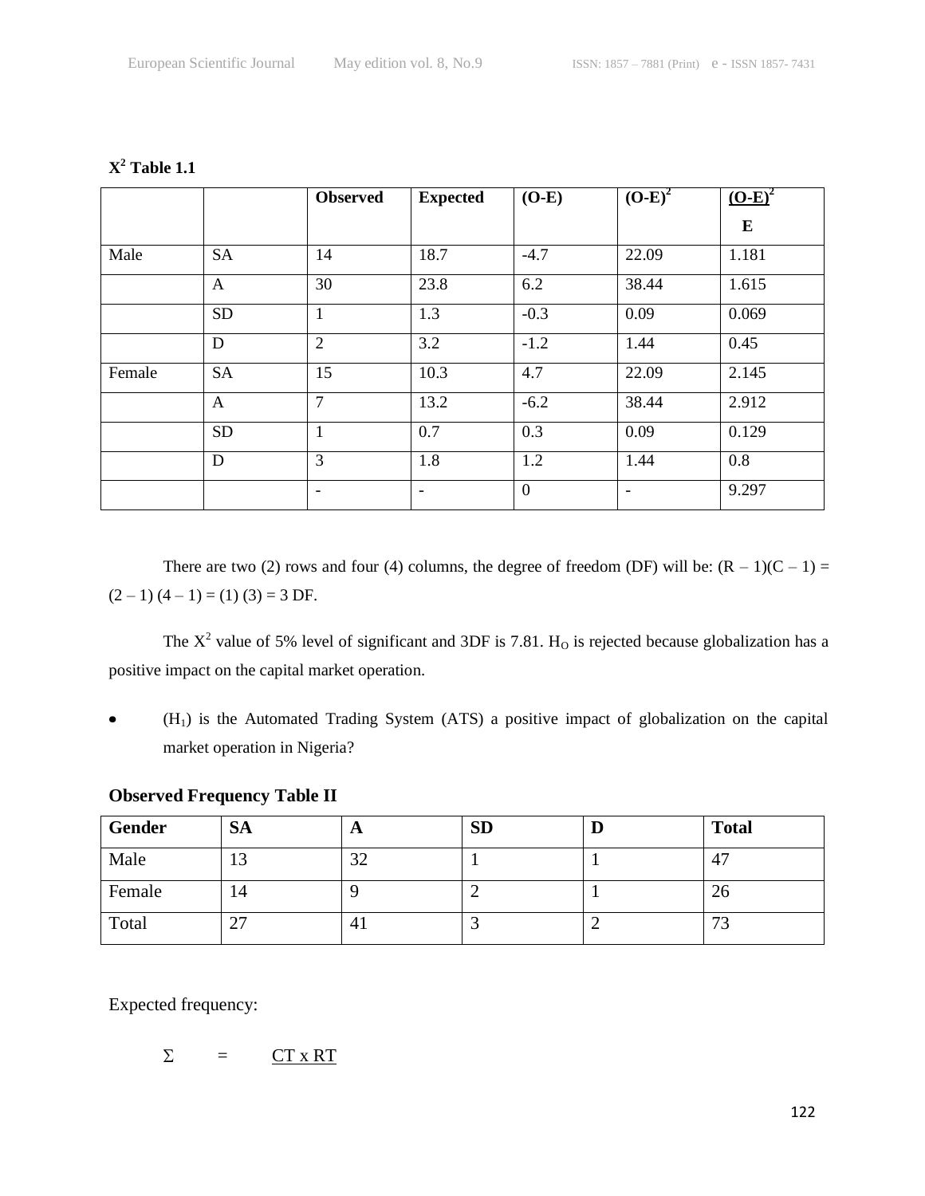**$X^2$ Table 1.1**

| | | Observed | Expected | (O-E) | $(O-E)^2$ | $\frac{(O-E)^2}{E}$ |
|---|---|---|---|---|---|---|
| Male | SA | 14 | 18.7 | -4.7 | 22.09 | 1.181 |
| | A | 30 | 23.8 | 6.2 | 38.44 | 1.615 |
| | SD | 1 | 1.3 | -0.3 | 0.09 | 0.069 |
| | D | 2 | 3.2 | -1.2 | 1.44 | 0.45 |
| Female | SA | 15 | 10.3 | 4.7 | 22.09 | 2.145 |
| | A | 7 | 13.2 | -6.2 | 38.44 | 2.912 |
| | SD | 1 | 0.7 | 0.3 | 0.09 | 0.129 |
| | D | 3 | 1.8 | 1.2 | 1.44 | 0.8 |
| | | - | - | 0 | - | 9.297 |

There are two (2) rows and four (4) columns, the degree of freedom (DF) will be: $(R - 1)(C - 1) = (2 - 1)(4 - 1) = (1)(3) = 3$ DF.

The $X^2$ value of 5% level of significant and 3DF is 7.81. $H_O$ is rejected because globalization has a positive impact on the capital market operation.

- ($H_1$) is the Automated Trading System (ATS) a positive impact of globalization on the capital market operation in Nigeria?

**Observed Frequency Table II**

| Gender | SA | A | SD | D | Total |
|---|---|---|---|---|---|
| Male | 13 | 32 | 1 | 1 | 47 |
| Female | 14 | 9 | 2 | 1 | 26 |
| Total | 27 | 41 | 3 | 2 | 73 |

Expected frequency:

$$\Sigma = \underline{CT \times RT}$$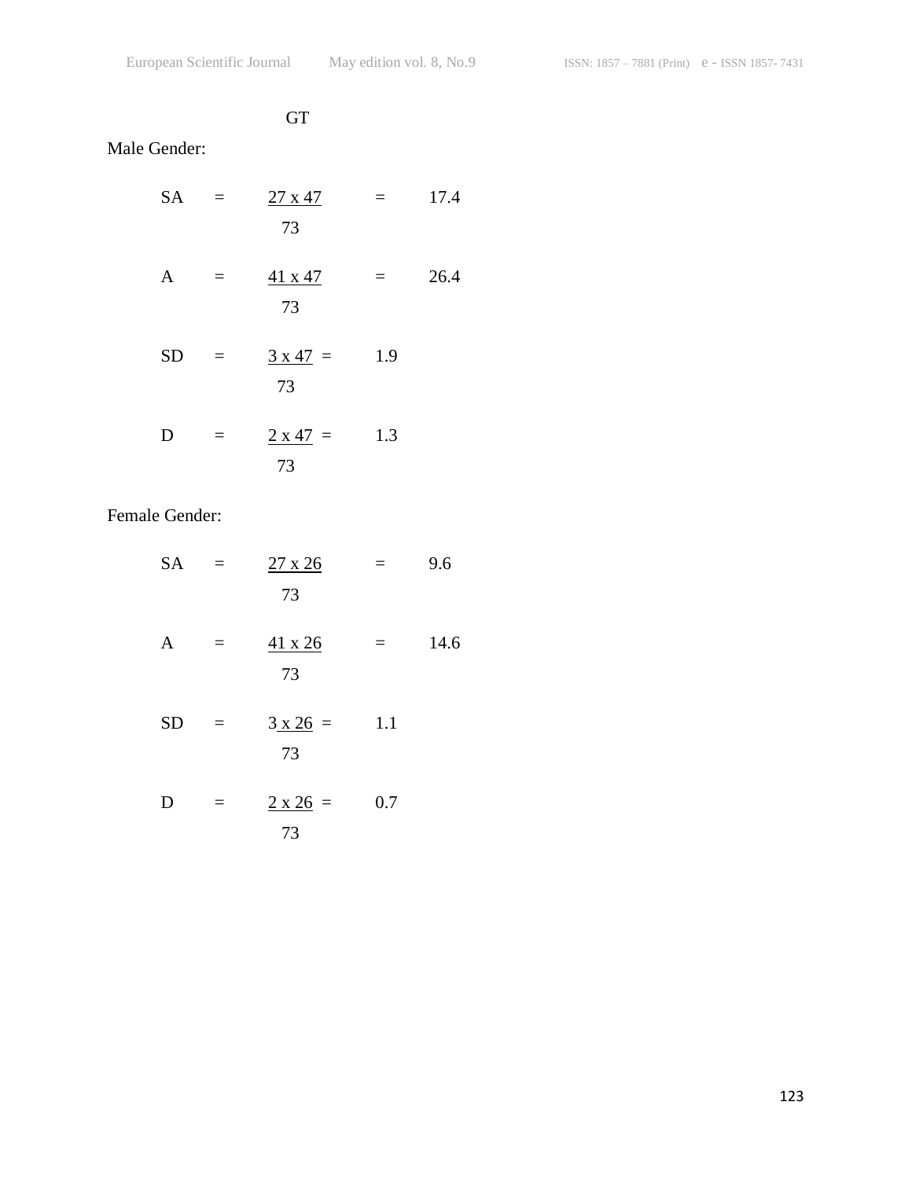GT

Male Gender:

$$SA = \frac{27 \times 47}{73} = 17.4$$

$$A = \frac{41 \times 47}{73} = 26.4$$

$$SD = \frac{3 \times 47}{73} = 1.9$$

$$D = \frac{2 \times 47}{73} = 1.3$$

Female Gender:

$$SA = \frac{27 \times 26}{73} = 9.6$$

$$A = \frac{41 \times 26}{73} = 14.6$$

$$SD = \frac{3 \times 26}{73} = 1.1$$

$$D = \frac{2 \times 26}{73} = 0.7$$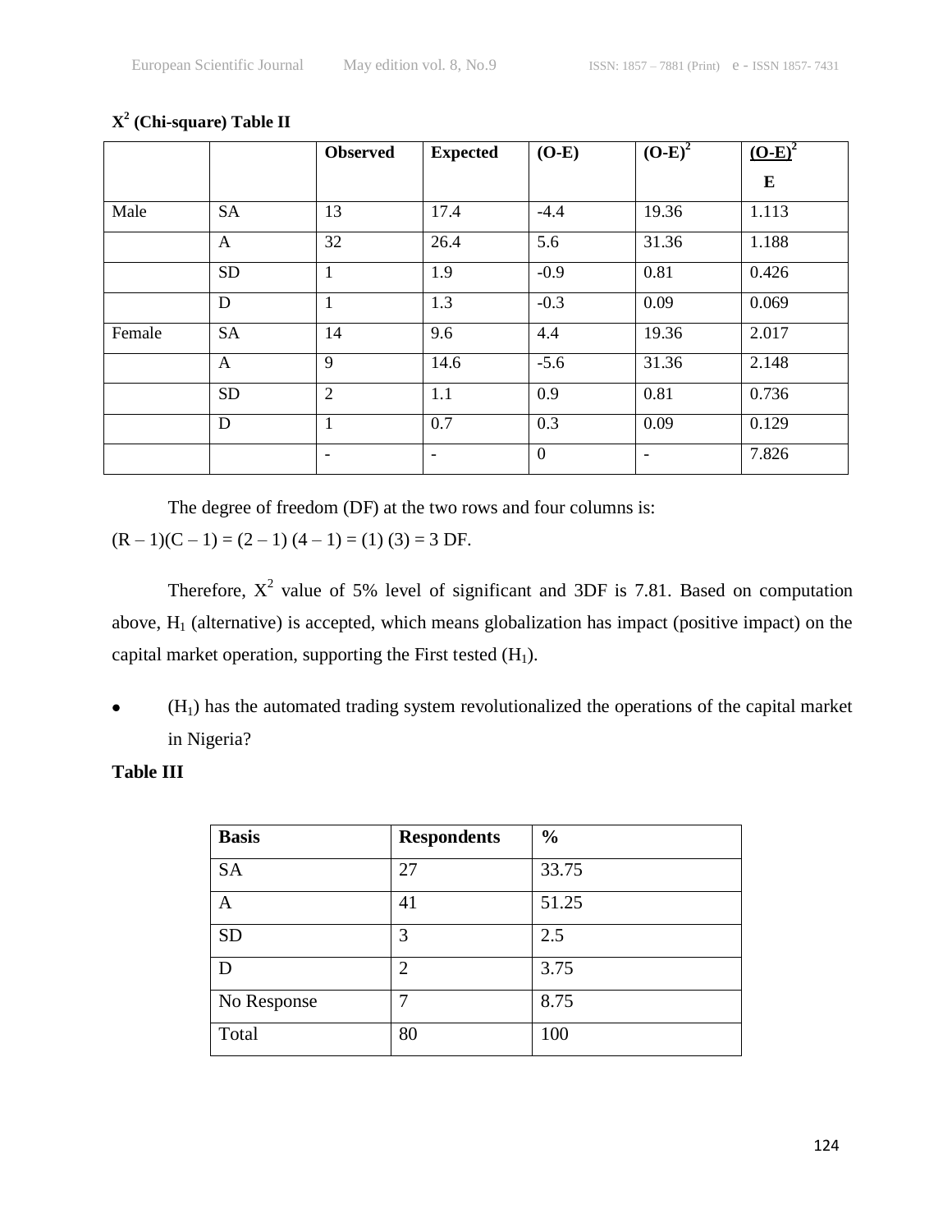**$X^2$ (Chi-square) Table II**

| | | Observed | Expected | (O-E) | $(O-E)^2$ | $\frac{(O-E)^2}{E}$ |
|---|---|---|---|---|---|---|
| Male | SA | 13 | 17.4 | -4.4 | 19.36 | 1.113 |
| | A | 32 | 26.4 | 5.6 | 31.36 | 1.188 |
| | SD | 1 | 1.9 | -0.9 | 0.81 | 0.426 |
| | D | 1 | 1.3 | -0.3 | 0.09 | 0.069 |
| Female | SA | 14 | 9.6 | 4.4 | 19.36 | 2.017 |
| | A | 9 | 14.6 | -5.6 | 31.36 | 2.148 |
| | SD | 2 | 1.1 | 0.9 | 0.81 | 0.736 |
| | D | 1 | 0.7 | 0.3 | 0.09 | 0.129 |
| | | - | - | 0 | - | 7.826 |

The degree of freedom (DF) at the two rows and four columns is:
$(R – 1)(C – 1) = (2 – 1) (4 – 1) = (1) (3) = 3$ DF.

Therefore, $X^2$ value of 5% level of significant and 3DF is 7.81. Based on computation above, $H_1$ (alternative) is accepted, which means globalization has impact (positive impact) on the capital market operation, supporting the First tested ($H_1$).

- ($H_1$) has the automated trading system revolutionalized the operations of the capital market in Nigeria?

**Table III**

| Basis | Respondents | % |
|---|---|---|
| SA | 27 | 33.75 |
| A | 41 | 51.25 |
| SD | 3 | 2.5 |
| D | 2 | 3.75 |
| No Response | 7 | 8.75 |
| Total | 80 | 100 |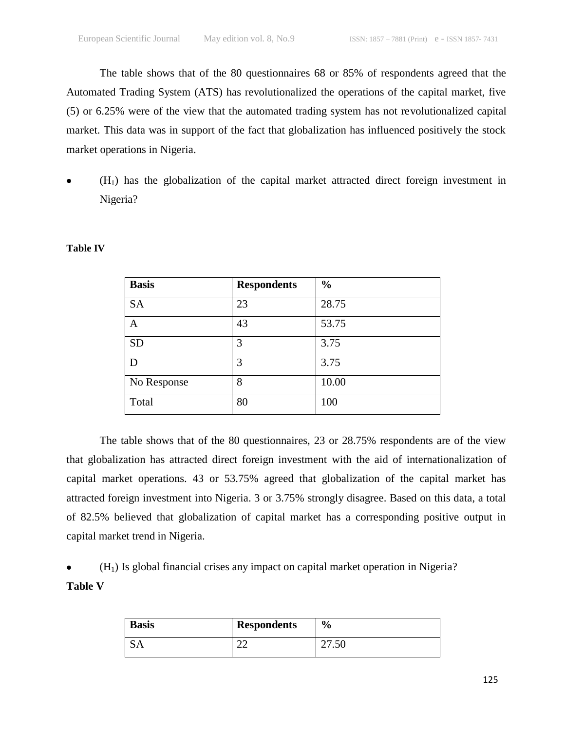The table shows that of the 80 questionnaires 68 or 85% of respondents agreed that the Automated Trading System (ATS) has revolutionalized the operations of the capital market, five (5) or 6.25% were of the view that the automated trading system has not revolutionalized capital market. This data was in support of the fact that globalization has influenced positively the stock market operations in Nigeria.

- ($H_1$) has the globalization of the capital market attracted direct foreign investment in Nigeria?

**Table IV**

| Basis | Respondents | % |
|---|---|---|
| SA | 23 | 28.75 |
| A | 43 | 53.75 |
| SD | 3 | 3.75 |
| D | 3 | 3.75 |
| No Response | 8 | 10.00 |
| Total | 80 | 100 |

The table shows that of the 80 questionnaires, 23 or 28.75% respondents are of the view that globalization has attracted direct foreign investment with the aid of internationalization of capital market operations. 43 or 53.75% agreed that globalization of the capital market has attracted foreign investment into Nigeria. 3 or 3.75% strongly disagree. Based on this data, a total of 82.5% believed that globalization of capital market has a corresponding positive output in capital market trend in Nigeria.

- ($H_1$) Is global financial crises any impact on capital market operation in Nigeria?

**Table V**

| Basis | Respondents | % |
|---|---|---|
| SA | 22 | 27.50 |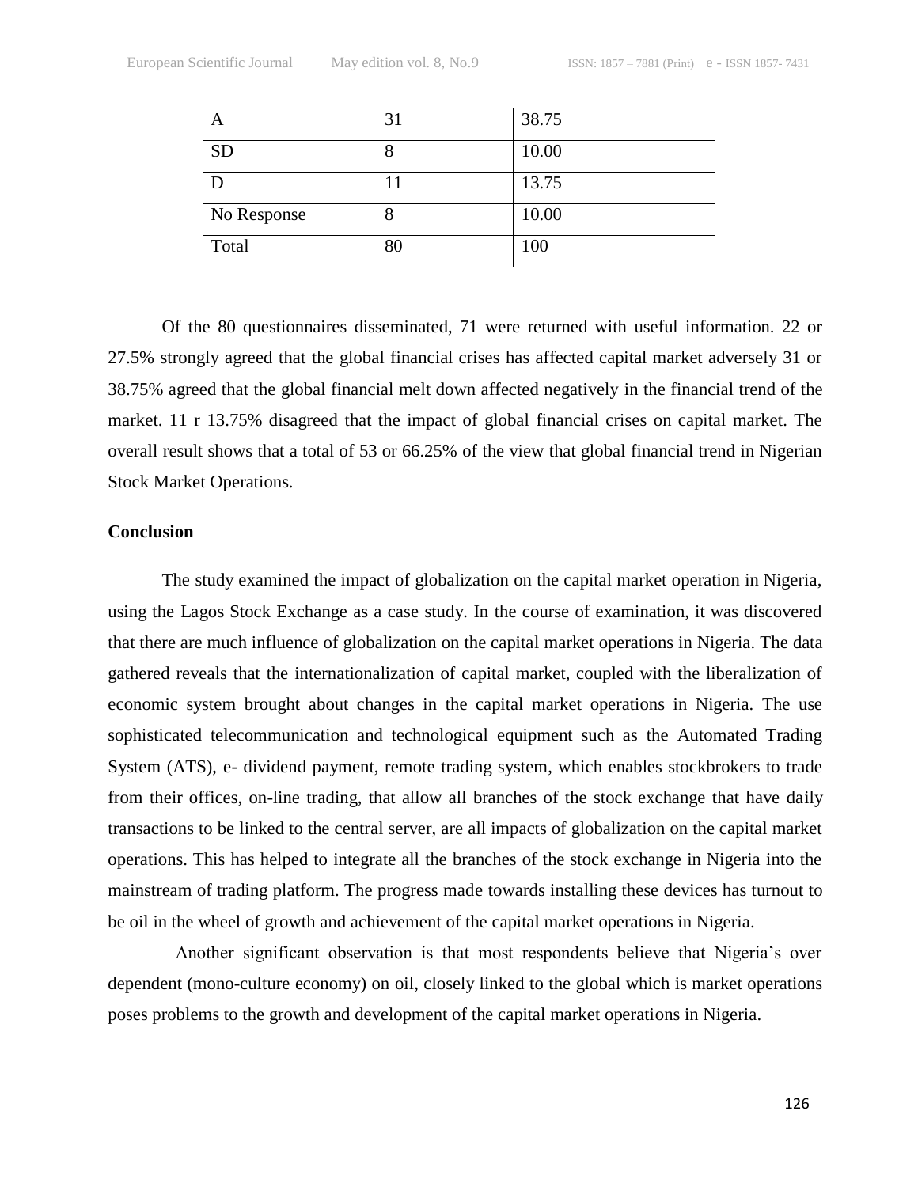| A | 31 | 38.75 |
|---|---|---|
| SD | 8 | 10.00 |
| D | 11 | 13.75 |
| No Response | 8 | 10.00 |
| Total | 80 | 100 |

Of the 80 questionnaires disseminated, 71 were returned with useful information. 22 or 27.5% strongly agreed that the global financial crises has affected capital market adversely 31 or 38.75% agreed that the global financial melt down affected negatively in the financial trend of the market. 11 r 13.75% disagreed that the impact of global financial crises on capital market. The overall result shows that a total of 53 or 66.25% of the view that global financial trend in Nigerian Stock Market Operations.

**Conclusion**

The study examined the impact of globalization on the capital market operation in Nigeria, using the Lagos Stock Exchange as a case study. In the course of examination, it was discovered that there are much influence of globalization on the capital market operations in Nigeria. The data gathered reveals that the internationalization of capital market, coupled with the liberalization of economic system brought about changes in the capital market operations in Nigeria. The use sophisticated telecommunication and technological equipment such as the Automated Trading System (ATS), e- dividend payment, remote trading system, which enables stockbrokers to trade from their offices, on-line trading, that allow all branches of the stock exchange that have daily transactions to be linked to the central server, are all impacts of globalization on the capital market operations. This has helped to integrate all the branches of the stock exchange in Nigeria into the mainstream of trading platform. The progress made towards installing these devices has turnout to be oil in the wheel of growth and achievement of the capital market operations in Nigeria.

Another significant observation is that most respondents believe that Nigeria's over dependent (mono-culture economy) on oil, closely linked to the global which is market operations poses problems to the growth and development of the capital market operations in Nigeria.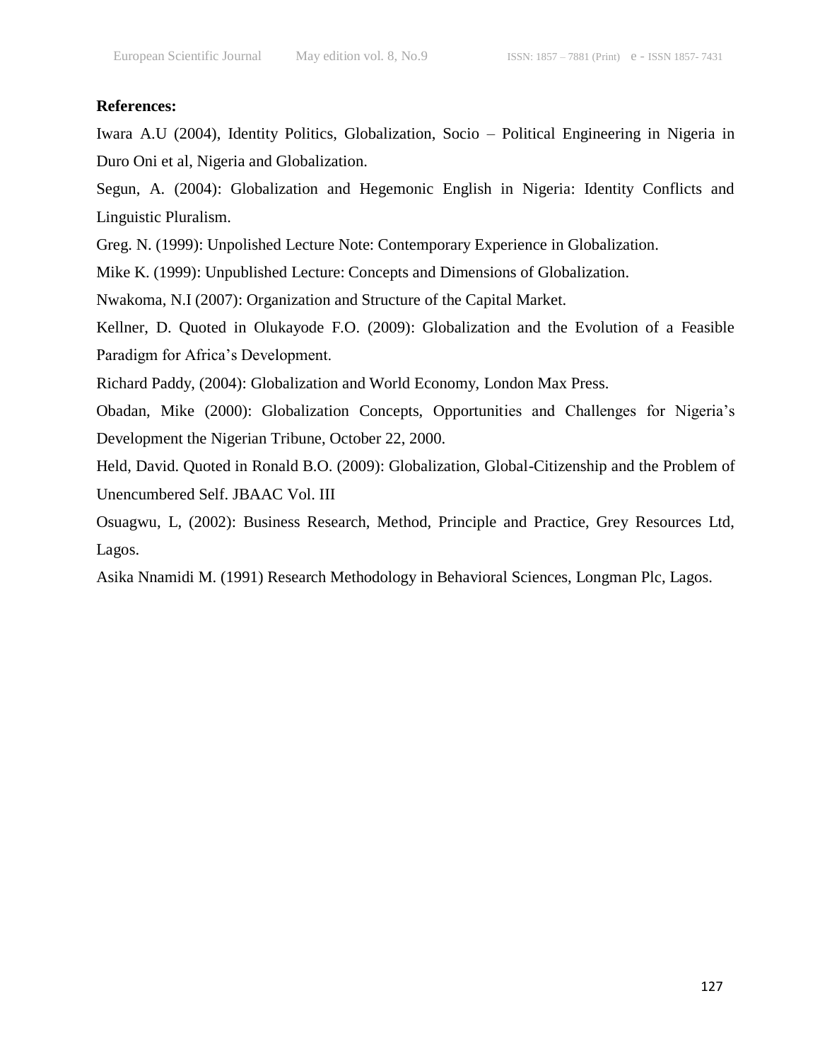**References:**

Iwara A.U (2004), Identity Politics, Globalization, Socio – Political Engineering in Nigeria in Duro Oni et al, Nigeria and Globalization.

Segun, A. (2004): Globalization and Hegemonic English in Nigeria: Identity Conflicts and Linguistic Pluralism.

Greg. N. (1999): Unpolished Lecture Note: Contemporary Experience in Globalization.

Mike K. (1999): Unpublished Lecture: Concepts and Dimensions of Globalization.

Nwakoma, N.I (2007): Organization and Structure of the Capital Market.

Kellner, D. Quoted in Olukayode F.O. (2009): Globalization and the Evolution of a Feasible Paradigm for Africa's Development.

Richard Paddy, (2004): Globalization and World Economy, London Max Press.

Obadan, Mike (2000): Globalization Concepts, Opportunities and Challenges for Nigeria's Development the Nigerian Tribune, October 22, 2000.

Held, David. Quoted in Ronald B.O. (2009): Globalization, Global-Citizenship and the Problem of Unencumbered Self. JBAAC Vol. III

Osuagwu, L, (2002): Business Research, Method, Principle and Practice, Grey Resources Ltd, Lagos.

Asika Nnamidi M. (1991) Research Methodology in Behavioral Sciences, Longman Plc, Lagos.